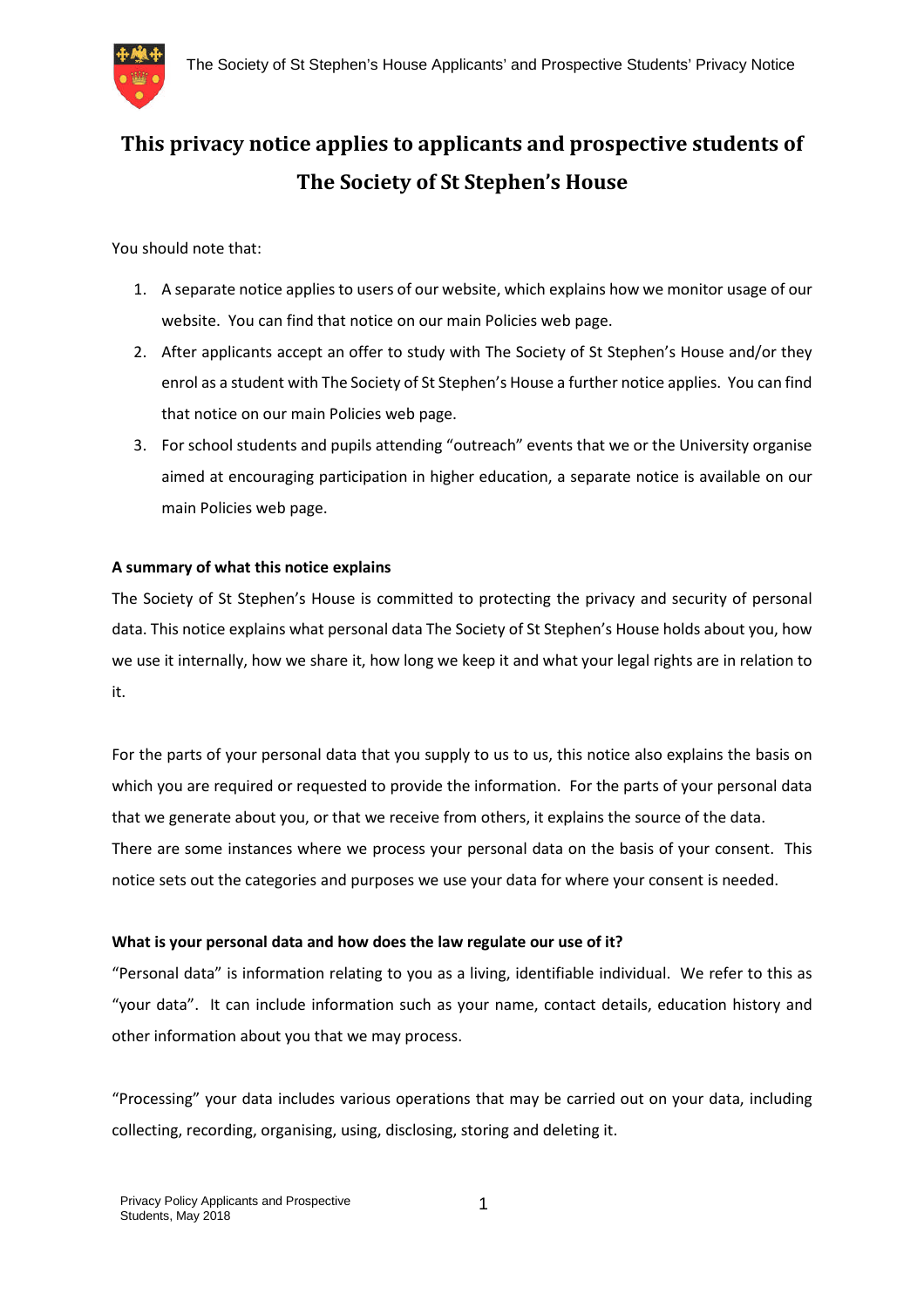# This privacy notice applies to applicants and prospective students of The Society of St Stephen's House

You should note that:

1. A separate notice applies to users of our website, which explains how we monitor usage of our website. You can find that notice on our main Policies web page.
2. After applicants accept an offer to study with The Society of St Stephen's House and/or they enrol as a student with The Society of St Stephen's House a further notice applies. You can find that notice on our main Policies web page.
3. For school students and pupils attending "outreach" events that we or the University organise aimed at encouraging participation in higher education, a separate notice is available on our main Policies web page.

**A summary of what this notice explains**

The Society of St Stephen's House is committed to protecting the privacy and security of personal data. This notice explains what personal data The Society of St Stephen's House holds about you, how we use it internally, how we share it, how long we keep it and what your legal rights are in relation to it.

For the parts of your personal data that you supply to us to us, this notice also explains the basis on which you are required or requested to provide the information. For the parts of your personal data that we generate about you, or that we receive from others, it explains the source of the data. There are some instances where we process your personal data on the basis of your consent. This notice sets out the categories and purposes we use your data for where your consent is needed.

**What is your personal data and how does the law regulate our use of it?**

"Personal data" is information relating to you as a living, identifiable individual. We refer to this as "your data". It can include information such as your name, contact details, education history and other information about you that we may process.

"Processing" your data includes various operations that may be carried out on your data, including collecting, recording, organising, using, disclosing, storing and deleting it.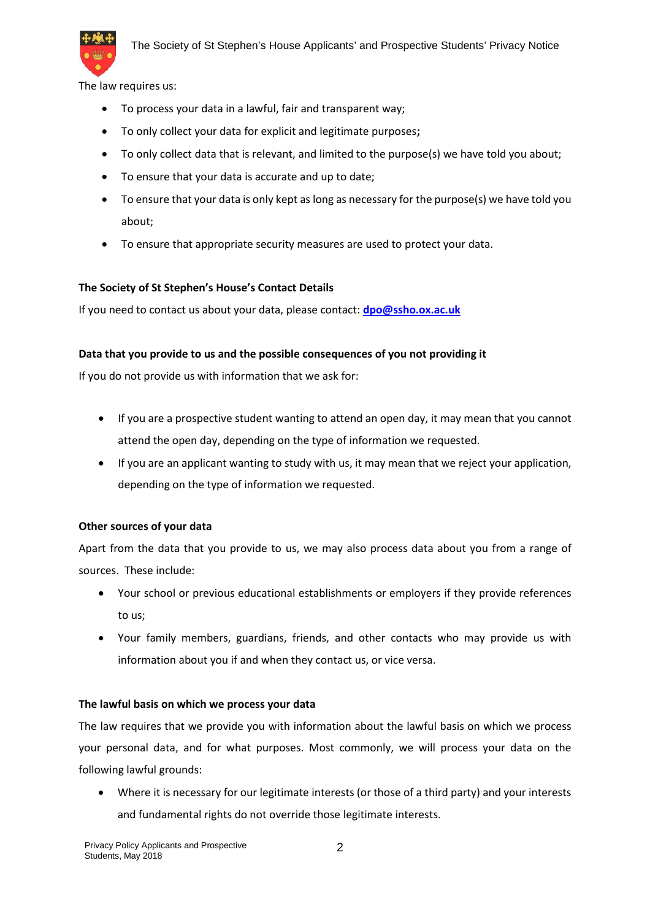The law requires us:

- To process your data in a lawful, fair and transparent way;
- To only collect your data for explicit and legitimate purposes**;**
- To only collect data that is relevant, and limited to the purpose(s) we have told you about;
- To ensure that your data is accurate and up to date;
- To ensure that your data is only kept as long as necessary for the purpose(s) we have told you about;
- To ensure that appropriate security measures are used to protect your data.

**The Society of St Stephen's House's Contact Details**

If you need to contact us about your data, please contact: **dpo@ssho.ox.ac.uk**

**Data that you provide to us and the possible consequences of you not providing it**

If you do not provide us with information that we ask for:

- If you are a prospective student wanting to attend an open day, it may mean that you cannot attend the open day, depending on the type of information we requested.
- If you are an applicant wanting to study with us, it may mean that we reject your application, depending on the type of information we requested.

**Other sources of your data**

Apart from the data that you provide to us, we may also process data about you from a range of sources. These include:

- Your school or previous educational establishments or employers if they provide references to us;
- Your family members, guardians, friends, and other contacts who may provide us with information about you if and when they contact us, or vice versa.

**The lawful basis on which we process your data**

The law requires that we provide you with information about the lawful basis on which we process your personal data, and for what purposes. Most commonly, we will process your data on the following lawful grounds:

- Where it is necessary for our legitimate interests (or those of a third party) and your interests and fundamental rights do not override those legitimate interests.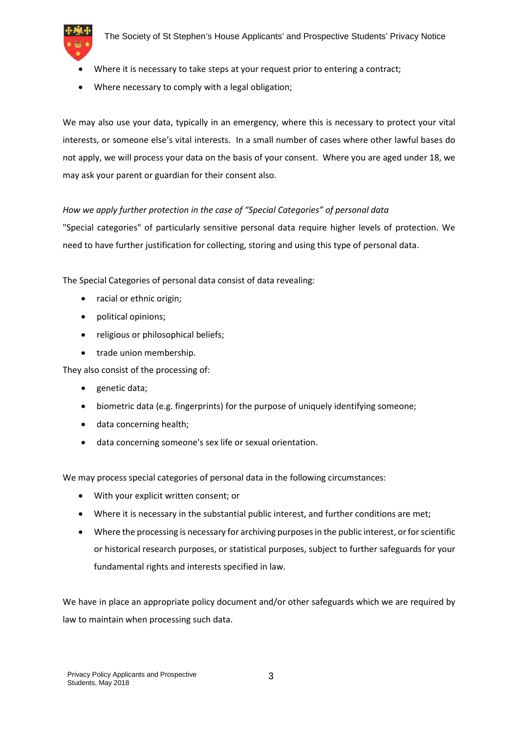- Where it is necessary to take steps at your request prior to entering a contract;
- Where necessary to comply with a legal obligation;

We may also use your data, typically in an emergency, where this is necessary to protect your vital interests, or someone else's vital interests. In a small number of cases where other lawful bases do not apply, we will process your data on the basis of your consent. Where you are aged under 18, we may ask your parent or guardian for their consent also.

*How we apply further protection in the case of "Special Categories" of personal data*

"Special categories" of particularly sensitive personal data require higher levels of protection. We need to have further justification for collecting, storing and using this type of personal data.

The Special Categories of personal data consist of data revealing:

- racial or ethnic origin;
- political opinions;
- religious or philosophical beliefs;
- trade union membership.

They also consist of the processing of:

- genetic data;
- biometric data (e.g. fingerprints) for the purpose of uniquely identifying someone;
- data concerning health;
- data concerning someone's sex life or sexual orientation.

We may process special categories of personal data in the following circumstances:

- With your explicit written consent; or
- Where it is necessary in the substantial public interest, and further conditions are met;
- Where the processing is necessary for archiving purposes in the public interest, or for scientific or historical research purposes, or statistical purposes, subject to further safeguards for your fundamental rights and interests specified in law.

We have in place an appropriate policy document and/or other safeguards which we are required by law to maintain when processing such data.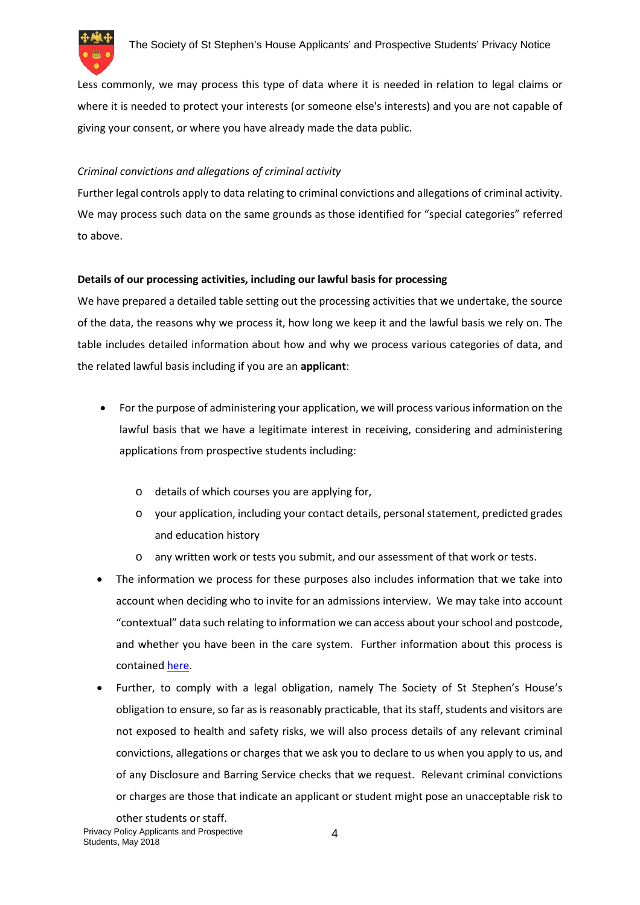Less commonly, we may process this type of data where it is needed in relation to legal claims or where it is needed to protect your interests (or someone else's interests) and you are not capable of giving your consent, or where you have already made the data public.

*Criminal convictions and allegations of criminal activity*

Further legal controls apply to data relating to criminal convictions and allegations of criminal activity. We may process such data on the same grounds as those identified for "special categories" referred to above.

**Details of our processing activities, including our lawful basis for processing**

We have prepared a detailed table setting out the processing activities that we undertake, the source of the data, the reasons why we process it, how long we keep it and the lawful basis we rely on. The table includes detailed information about how and why we process various categories of data, and the related lawful basis including if you are an **applicant**:

- For the purpose of administering your application, we will process various information on the lawful basis that we have a legitimate interest in receiving, considering and administering applications from prospective students including:
    - details of which courses you are applying for,
    - your application, including your contact details, personal statement, predicted grades and education history
    - any written work or tests you submit, and our assessment of that work or tests.
- The information we process for these purposes also includes information that we take into account when deciding who to invite for an admissions interview. We may take into account "contextual" data such relating to information we can access about your school and postcode, and whether you have been in the care system. Further information about this process is contained here.
- Further, to comply with a legal obligation, namely The Society of St Stephen's House's obligation to ensure, so far as is reasonably practicable, that its staff, students and visitors are not exposed to health and safety risks, we will also process details of any relevant criminal convictions, allegations or charges that we ask you to declare to us when you apply to us, and of any Disclosure and Barring Service checks that we request. Relevant criminal convictions or charges are those that indicate an applicant or student might pose an unacceptable risk to other students or staff.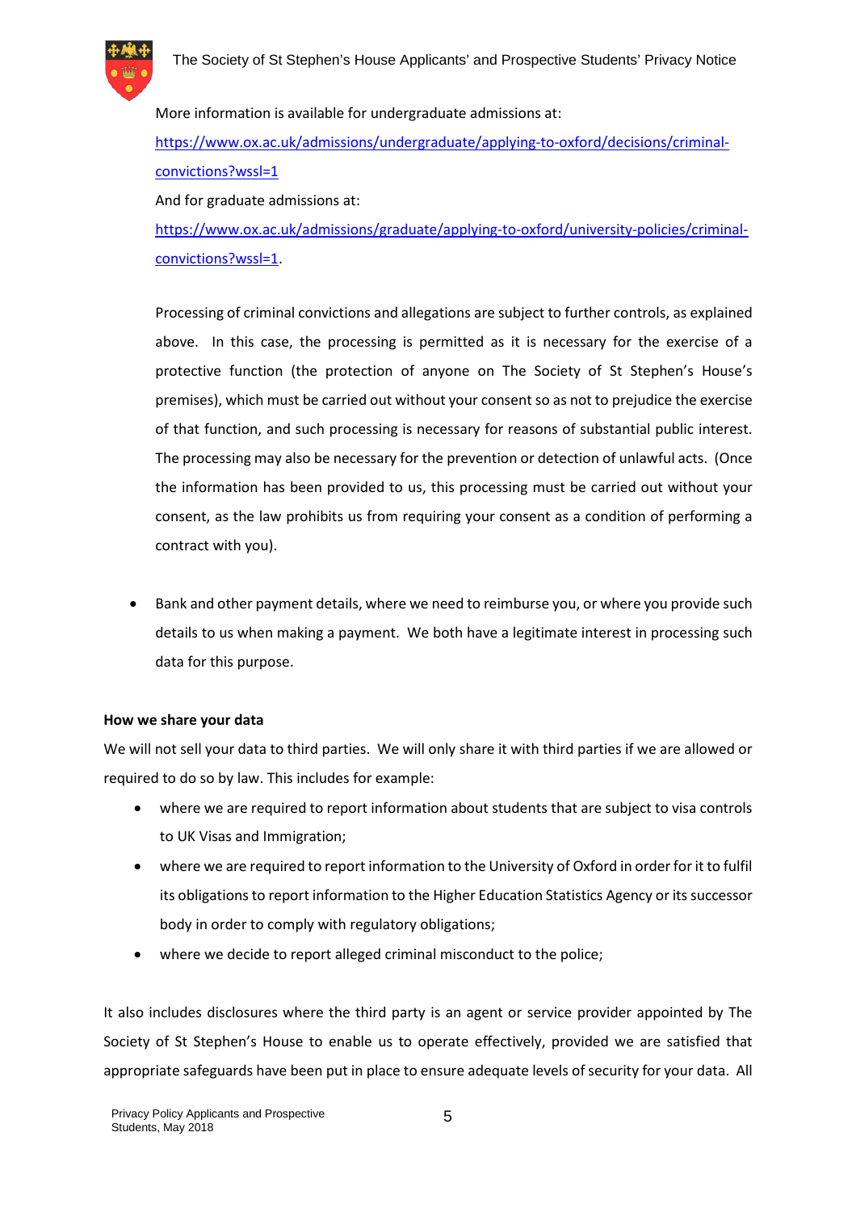More information is available for undergraduate admissions at: https://www.ox.ac.uk/admissions/undergraduate/applying-to-oxford/decisions/criminal-convictions?wssl=1

And for graduate admissions at: https://www.ox.ac.uk/admissions/graduate/applying-to-oxford/university-policies/criminal-convictions?wssl=1.

Processing of criminal convictions and allegations are subject to further controls, as explained above. In this case, the processing is permitted as it is necessary for the exercise of a protective function (the protection of anyone on The Society of St Stephen's House's premises), which must be carried out without your consent so as not to prejudice the exercise of that function, and such processing is necessary for reasons of substantial public interest. The processing may also be necessary for the prevention or detection of unlawful acts. (Once the information has been provided to us, this processing must be carried out without your consent, as the law prohibits us from requiring your consent as a condition of performing a contract with you).

- Bank and other payment details, where we need to reimburse you, or where you provide such details to us when making a payment. We both have a legitimate interest in processing such data for this purpose.

**How we share your data**

We will not sell your data to third parties. We will only share it with third parties if we are allowed or required to do so by law. This includes for example:

- where we are required to report information about students that are subject to visa controls to UK Visas and Immigration;
- where we are required to report information to the University of Oxford in order for it to fulfil its obligations to report information to the Higher Education Statistics Agency or its successor body in order to comply with regulatory obligations;
- where we decide to report alleged criminal misconduct to the police;

It also includes disclosures where the third party is an agent or service provider appointed by The Society of St Stephen's House to enable us to operate effectively, provided we are satisfied that appropriate safeguards have been put in place to ensure adequate levels of security for your data. All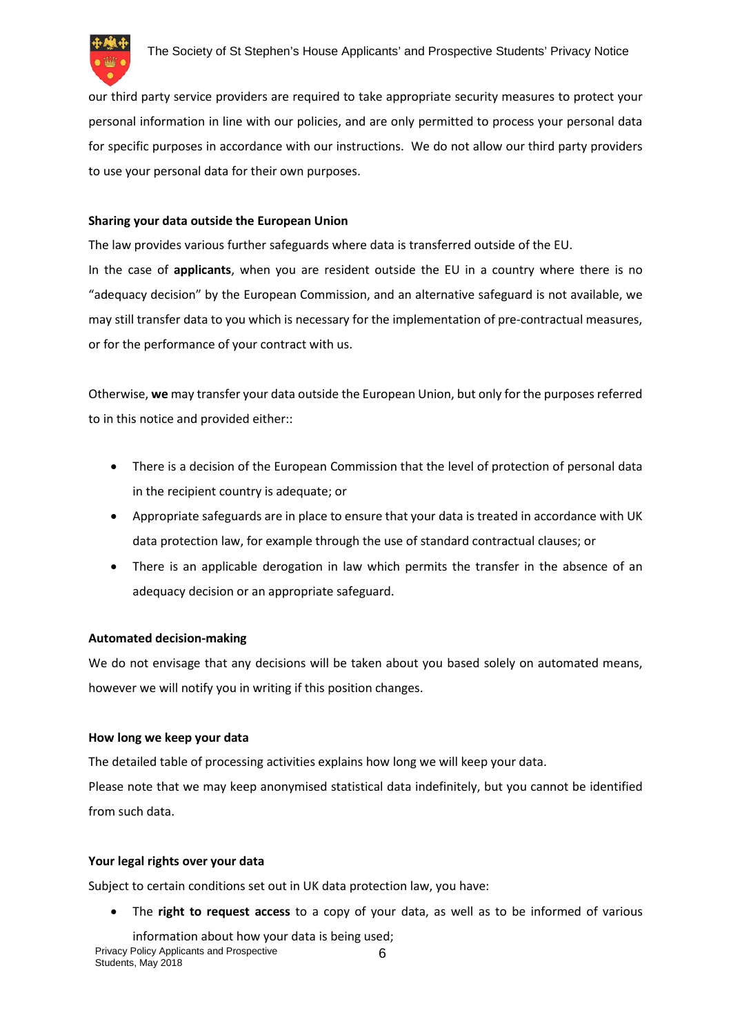our third party service providers are required to take appropriate security measures to protect your personal information in line with our policies, and are only permitted to process your personal data for specific purposes in accordance with our instructions. We do not allow our third party providers to use your personal data for their own purposes.

**Sharing your data outside the European Union**

The law provides various further safeguards where data is transferred outside of the EU.

In the case of **applicants**, when you are resident outside the EU in a country where there is no "adequacy decision" by the European Commission, and an alternative safeguard is not available, we may still transfer data to you which is necessary for the implementation of pre-contractual measures, or for the performance of your contract with us.

Otherwise, **we** may transfer your data outside the European Union, but only for the purposes referred to in this notice and provided either::

- There is a decision of the European Commission that the level of protection of personal data in the recipient country is adequate; or
- Appropriate safeguards are in place to ensure that your data is treated in accordance with UK data protection law, for example through the use of standard contractual clauses; or
- There is an applicable derogation in law which permits the transfer in the absence of an adequacy decision or an appropriate safeguard.

**Automated decision-making**

We do not envisage that any decisions will be taken about you based solely on automated means, however we will notify you in writing if this position changes.

**How long we keep your data**

The detailed table of processing activities explains how long we will keep your data.

Please note that we may keep anonymised statistical data indefinitely, but you cannot be identified from such data.

**Your legal rights over your data**

Subject to certain conditions set out in UK data protection law, you have:

- The **right to request access** to a copy of your data, as well as to be informed of various information about how your data is being used;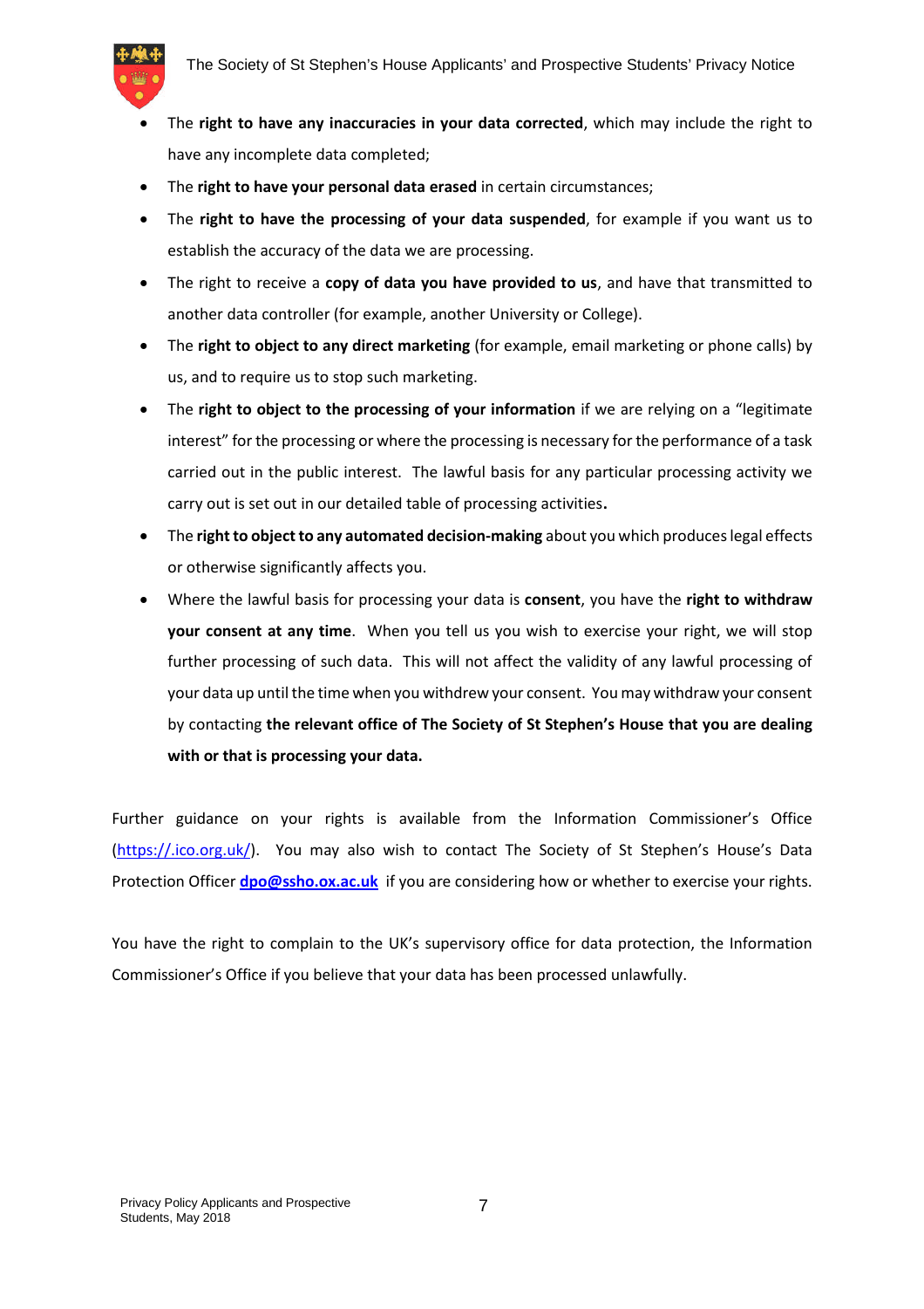- The **right to have any inaccuracies in your data corrected**, which may include the right to have any incomplete data completed;
- The **right to have your personal data erased** in certain circumstances;
- The **right to have the processing of your data suspended**, for example if you want us to establish the accuracy of the data we are processing.
- The right to receive a **copy of data you have provided to us**, and have that transmitted to another data controller (for example, another University or College).
- The **right to object to any direct marketing** (for example, email marketing or phone calls) by us, and to require us to stop such marketing.
- The **right to object to the processing of your information** if we are relying on a "legitimate interest" for the processing or where the processing is necessary for the performance of a task carried out in the public interest. The lawful basis for any particular processing activity we carry out is set out in our detailed table of processing activities**.**
- The **right to object to any automated decision-making** about you which produces legal effects or otherwise significantly affects you.
- Where the lawful basis for processing your data is **consent**, you have the **right to withdraw your consent at any time**. When you tell us you wish to exercise your right, we will stop further processing of such data. This will not affect the validity of any lawful processing of your data up until the time when you withdraw your consent. You may withdraw your consent by contacting **the relevant office of The Society of St Stephen's House that you are dealing with or that is processing your data.**

Further guidance on your rights is available from the Information Commissioner's Office (https://.ico.org.uk/). You may also wish to contact The Society of St Stephen's House's Data Protection Officer **dpo@ssho.ox.ac.uk** if you are considering how or whether to exercise your rights.

You have the right to complain to the UK's supervisory office for data protection, the Information Commissioner's Office if you believe that your data has been processed unlawfully.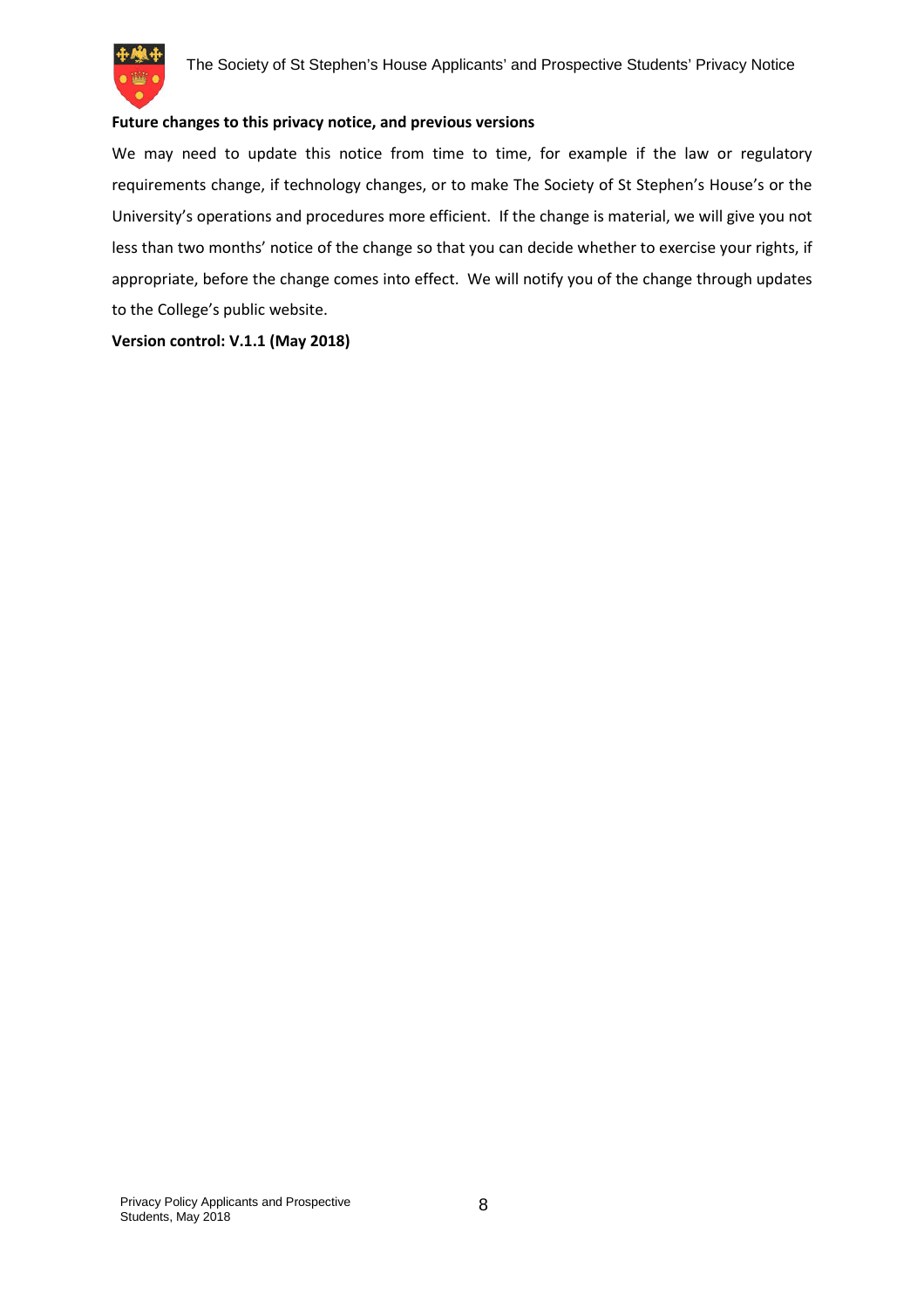**Future changes to this privacy notice, and previous versions**

We may need to update this notice from time to time, for example if the law or regulatory requirements change, if technology changes, or to make The Society of St Stephen's House's or the University's operations and procedures more efficient. If the change is material, we will give you not less than two months' notice of the change so that you can decide whether to exercise your rights, if appropriate, before the change comes into effect. We will notify you of the change through updates to the College's public website.

**Version control: V.1.1 (May 2018)**